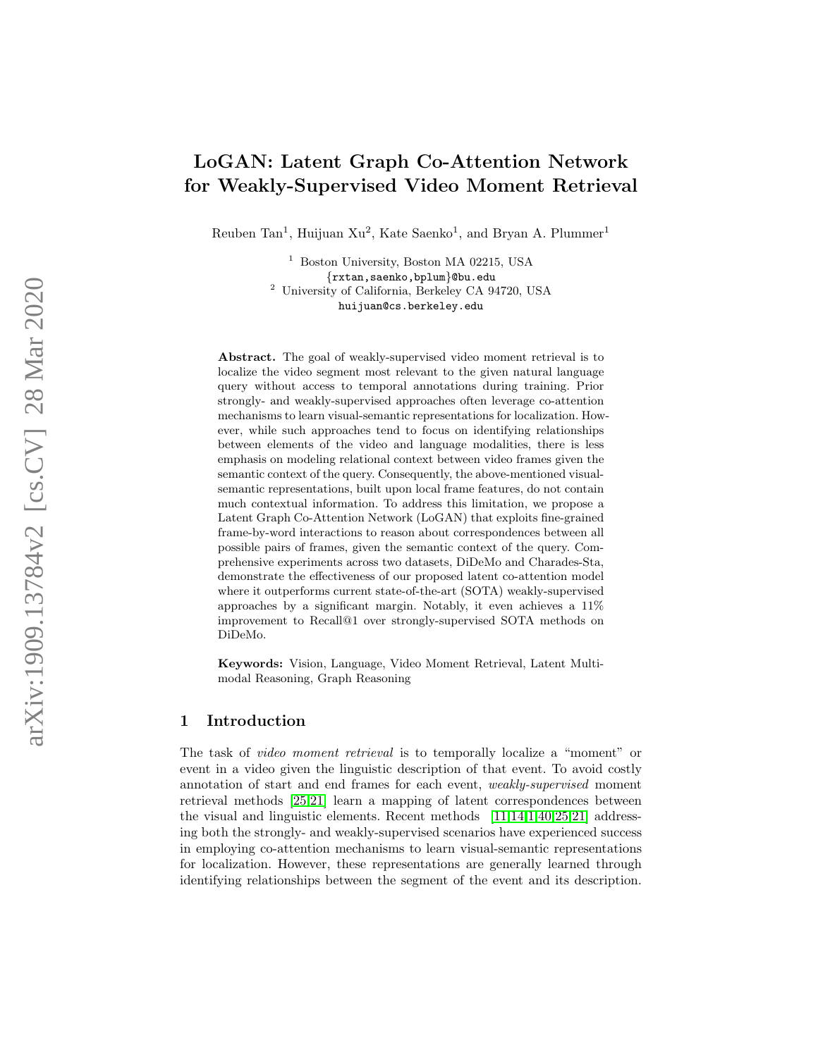# LoGAN: Latent Graph Co-Attention Network for Weakly-Supervised Video Moment Retrieval

Reuben Tan[1], Huijuan Xu[2], Kate Saenko[1], and Bryan A. Plummer[1]

[1] Boston University, Boston MA 02215, USA
{rxtan,saenko,bplum}@bu.edu
[2] University of California, Berkeley CA 94720, USA
huijuan@cs.berkeley.edu

**Abstract.** The goal of weakly-supervised video moment retrieval is to localize the video segment most relevant to the given natural language query without access to temporal annotations during training. Prior strongly- and weakly-supervised approaches often leverage co-attention mechanisms to learn visual-semantic representations for localization. However, while such approaches tend to focus on identifying relationships between elements of the video and language modalities, there is less emphasis on modeling relational context between video frames given the semantic context of the query. Consequently, the above-mentioned visual-semantic representations, built upon local frame features, do not contain much contextual information. To address this limitation, we propose a Latent Graph Co-Attention Network (LoGAN) that exploits fine-grained frame-by-word interactions to reason about correspondences between all possible pairs of frames, given the semantic context of the query. Comprehensive experiments across two datasets, DiDeMo and Charades-Sta, demonstrate the effectiveness of our proposed latent co-attention model where it outperforms current state-of-the-art (SOTA) weakly-supervised approaches by a significant margin. Notably, it even achieves a 11% improvement to Recall@1 over strongly-supervised SOTA methods on DiDeMo.

**Keywords:** Vision, Language, Video Moment Retrieval, Latent Multi-modal Reasoning, Graph Reasoning

## 1 Introduction

The task of *video moment retrieval* is to temporally localize a "moment" or event in a video given the linguistic description of that event. To avoid costly annotation of start and end frames for each event, *weakly-supervised* moment retrieval methods [25,21] learn a mapping of latent correspondences between the visual and linguistic elements. Recent methods [11,14,1,40,25,21] addressing both the strongly- and weakly-supervised scenarios have experienced success in employing co-attention mechanisms to learn visual-semantic representations for localization. However, these representations are generally learned through identifying relationships between the segment of the event and its description.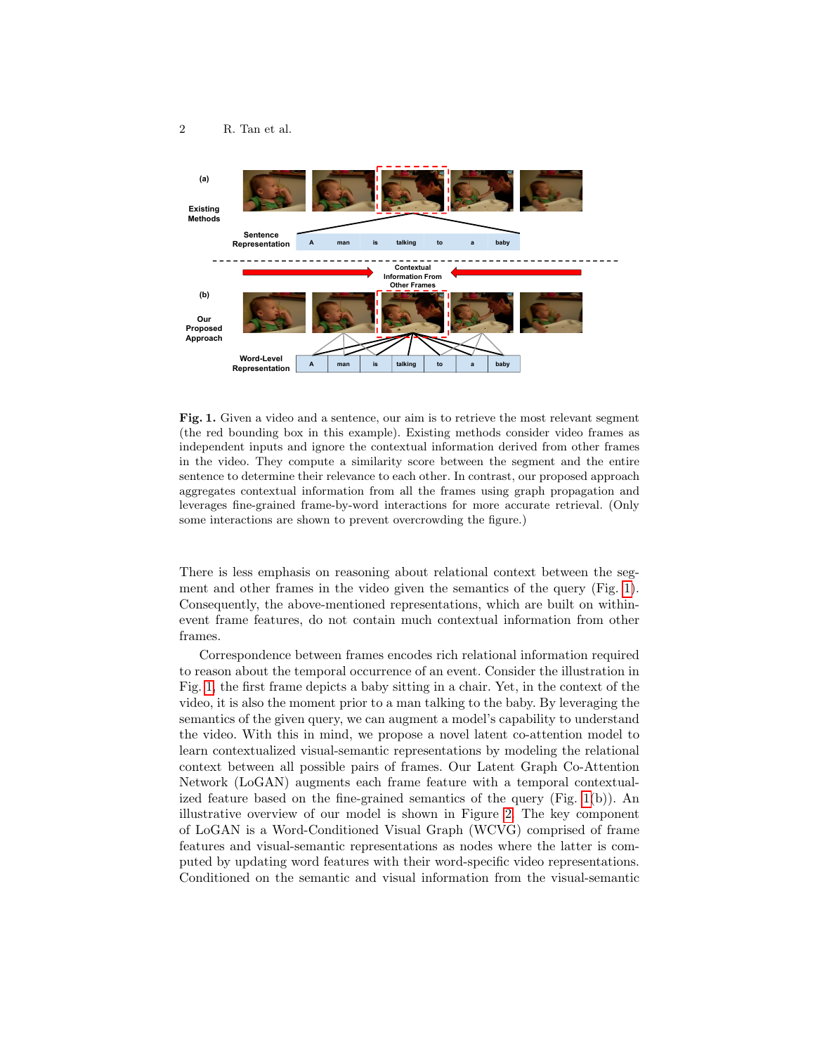**Fig. 1.** Given a video and a sentence, our aim is to retrieve the most relevant segment (the red bounding box in this example). Existing methods consider video frames as independent inputs and ignore the contextual information derived from other frames in the video. They compute a similarity score between the segment and the entire sentence to determine their relevance to each other. In contrast, our proposed approach aggregates contextual information from all the frames using graph propagation and leverages fine-grained frame-by-word interactions for more accurate retrieval. (Only some interactions are shown to prevent overcrowding the figure.)

There is less emphasis on reasoning about relational context between the segment and other frames in the video given the semantics of the query (Fig. 1). Consequently, the above-mentioned representations, which are built on within-event frame features, do not contain much contextual information from other frames.

Correspondence between frames encodes rich relational information required to reason about the temporal occurrence of an event. Consider the illustration in Fig. 1, the first frame depicts a baby sitting in a chair. Yet, in the context of the video, it is also the moment prior to a man talking to the baby. By leveraging the semantics of the given query, we can augment a model's capability to understand the video. With this in mind, we propose a novel latent co-attention model to learn contextualized visual-semantic representations by modeling the relational context between all possible pairs of frames. Our Latent Graph Co-Attention Network (LoGAN) augments each frame feature with a temporal contextualized feature based on the fine-grained semantics of the query (Fig. 1(b)). An illustrative overview of our model is shown in Figure 2. The key component of LoGAN is a Word-Conditioned Visual Graph (WCVG) comprised of frame features and visual-semantic representations as nodes where the latter is computed by updating word features with their word-specific video representations. Conditioned on the semantic and visual information from the visual-semantic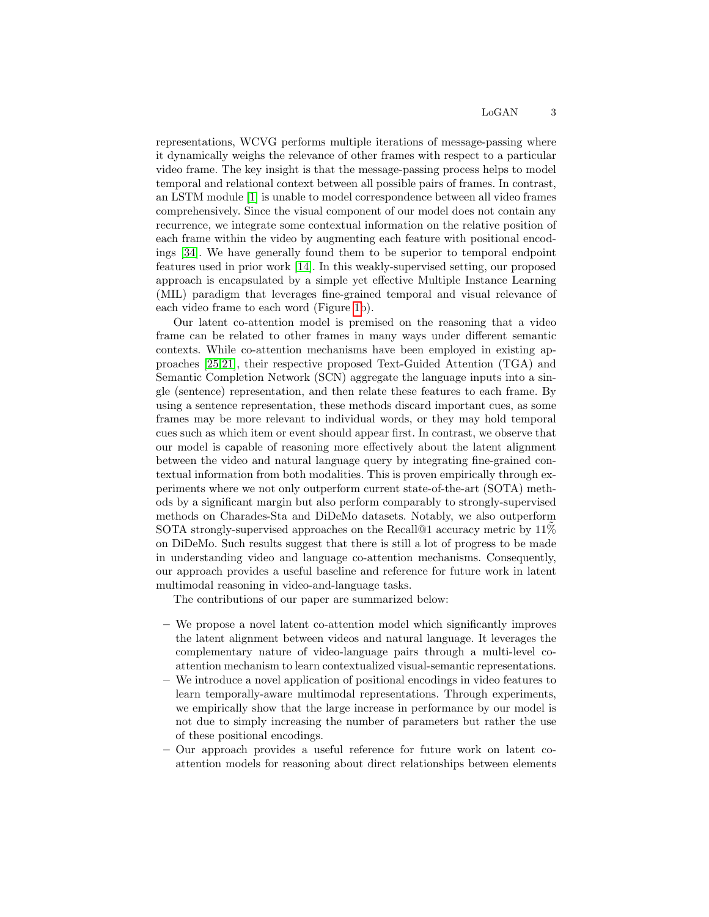representations, WCVG performs multiple iterations of message-passing where it dynamically weighs the relevance of other frames with respect to a particular video frame. The key insight is that the message-passing process helps to model temporal and relational context between all possible pairs of frames. In contrast, an LSTM module [1] is unable to model correspondence between all video frames comprehensively. Since the visual component of our model does not contain any recurrence, we integrate some contextual information on the relative position of each frame within the video by augmenting each feature with positional encodings [34]. We have generally found them to be superior to temporal endpoint features used in prior work [14]. In this weakly-supervised setting, our proposed approach is encapsulated by a simple yet effective Multiple Instance Learning (MIL) paradigm that leverages fine-grained temporal and visual relevance of each video frame to each word (Figure 1b).

Our latent co-attention model is premised on the reasoning that a video frame can be related to other frames in many ways under different semantic contexts. While co-attention mechanisms have been employed in existing approaches [25,21], their respective proposed Text-Guided Attention (TGA) and Semantic Completion Network (SCN) aggregate the language inputs into a single (sentence) representation, and then relate these features to each frame. By using a sentence representation, these methods discard important cues, as some frames may be more relevant to individual words, or they may hold temporal cues such as which item or event should appear first. In contrast, we observe that our model is capable of reasoning more effectively about the latent alignment between the video and natural language query by integrating fine-grained contextual information from both modalities. This is proven empirically through experiments where we not only outperform current state-of-the-art (SOTA) methods by a significant margin but also perform comparably to strongly-supervised methods on Charades-Sta and DiDeMo datasets. Notably, we also outperform SOTA strongly-supervised approaches on the Recall@1 accuracy metric by 11% on DiDeMo. Such results suggest that there is still a lot of progress to be made in understanding video and language co-attention mechanisms. Consequently, our approach provides a useful baseline and reference for future work in latent multimodal reasoning in video-and-language tasks.

The contributions of our paper are summarized below:

- We propose a novel latent co-attention model which significantly improves the latent alignment between videos and natural language. It leverages the complementary nature of video-language pairs through a multi-level co-attention mechanism to learn contextualized visual-semantic representations.
- We introduce a novel application of positional encodings in video features to learn temporally-aware multimodal representations. Through experiments, we empirically show that the large increase in performance by our model is not due to simply increasing the number of parameters but rather the use of these positional encodings.
- Our approach provides a useful reference for future work on latent co-attention models for reasoning about direct relationships between elements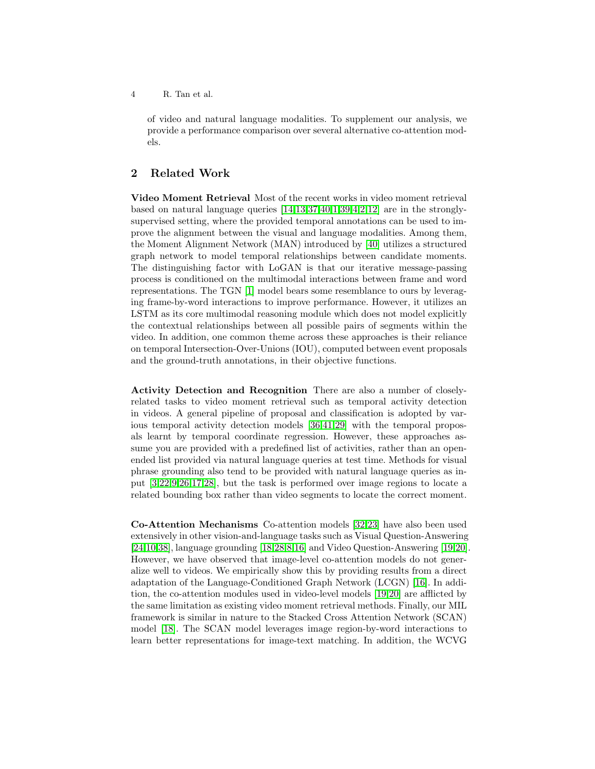of video and natural language modalities. To supplement our analysis, we provide a performance comparison over several alternative co-attention models.

## 2 Related Work

**Video Moment Retrieval** Most of the recent works in video moment retrieval based on natural language queries [14,13,37,40,1,39,4,2,12] are in the strongly-supervised setting, where the provided temporal annotations can be used to improve the alignment between the visual and language modalities. Among them, the Moment Alignment Network (MAN) introduced by [40] utilizes a structured graph network to model temporal relationships between candidate moments. The distinguishing factor with LoGAN is that our iterative message-passing process is conditioned on the multimodal interactions between frame and word representations. The TGN [1] model bears some resemblance to ours by leveraging frame-by-word interactions to improve performance. However, it utilizes an LSTM as its core multimodal reasoning module which does not model explicitly the contextual relationships between all possible pairs of segments within the video. In addition, one common theme across these approaches is their reliance on temporal Intersection-Over-Unions (IOU), computed between event proposals and the ground-truth annotations, in their objective functions.

**Activity Detection and Recognition** There are also a number of closely-related tasks to video moment retrieval such as temporal activity detection in videos. A general pipeline of proposal and classification is adopted by various temporal activity detection models [36,41,29] with the temporal proposals learnt by temporal coordinate regression. However, these approaches assume you are provided with a predefined list of activities, rather than an open-ended list provided via natural language queries at test time. Methods for visual phrase grounding also tend to be provided with natural language queries as input [3,22,9,26,17,28], but the task is performed over image regions to locate a related bounding box rather than video segments to locate the correct moment.

**Co-Attention Mechanisms** Co-attention models [32,23] have also been used extensively in other vision-and-language tasks such as Visual Question-Answering [24,10,38], language grounding [18,28,8,16] and Video Question-Answering [19,20]. However, we have observed that image-level co-attention models do not generalize well to videos. We empirically show this by providing results from a direct adaptation of the Language-Conditioned Graph Network (LCGN) [16]. In addition, the co-attention modules used in video-level models [19,20] are afflicted by the same limitation as existing video moment retrieval methods. Finally, our MIL framework is similar in nature to the Stacked Cross Attention Network (SCAN) model [18]. The SCAN model leverages image region-by-word interactions to learn better representations for image-text matching. In addition, the WCVG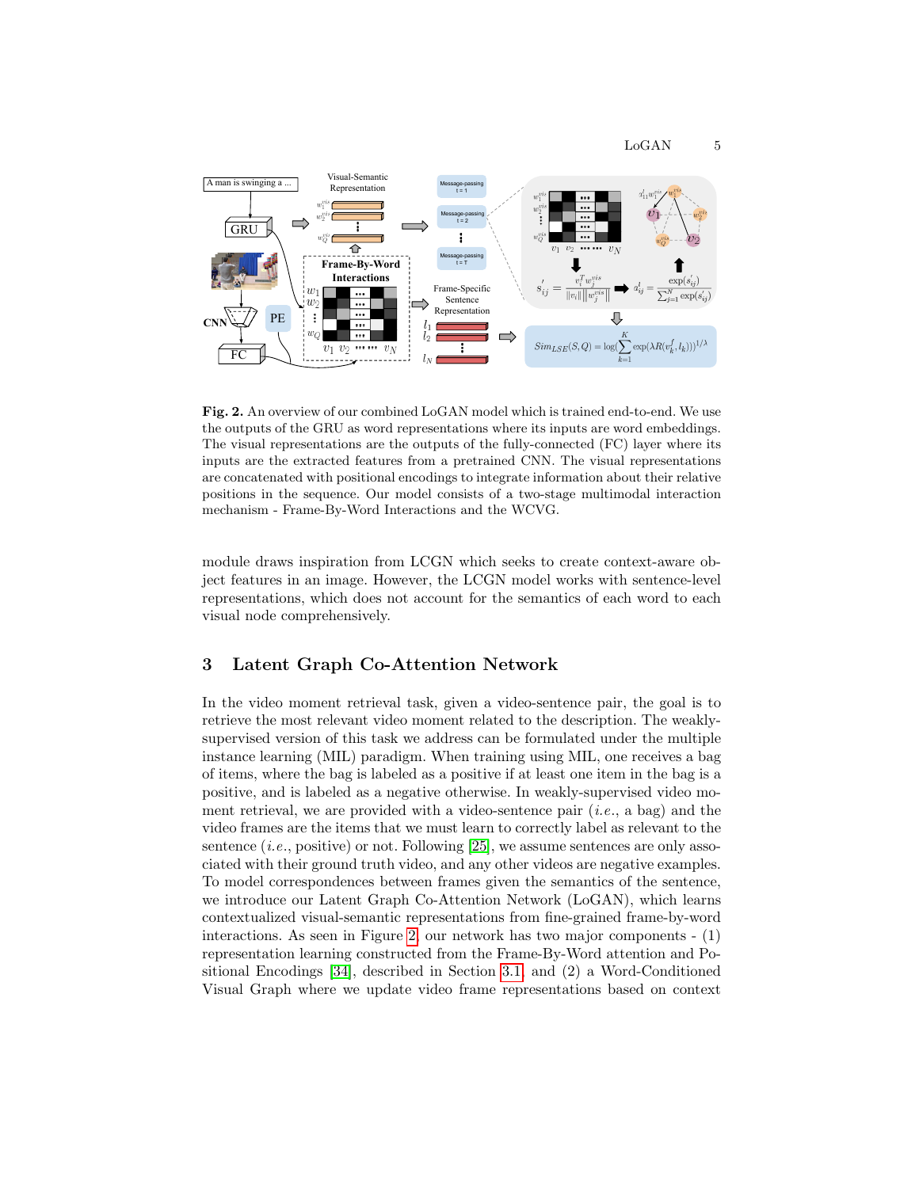**Fig. 2.** An overview of our combined LoGAN model which is trained end-to-end. We use the outputs of the GRU as word representations where its inputs are word embeddings. The visual representations are the outputs of the fully-connected (FC) layer where its inputs are the extracted features from a pretrained CNN. The visual representations are concatenated with positional encodings to integrate information about their relative positions in the sequence. Our model consists of a two-stage multimodal interaction mechanism - Frame-By-Word Interactions and the WCVG.

module draws inspiration from LCGN which seeks to create context-aware object features in an image. However, the LCGN model works with sentence-level representations, which does not account for the semantics of each word to each visual node comprehensively.

## 3 Latent Graph Co-Attention Network

In the video moment retrieval task, given a video-sentence pair, the goal is to retrieve the most relevant video moment related to the description. The weakly-supervised version of this task we address can be formulated under the multiple instance learning (MIL) paradigm. When training using MIL, one receives a bag of items, where the bag is labeled as a positive if at least one item in the bag is a positive, and is labeled as a negative otherwise. In weakly-supervised video moment retrieval, we are provided with a video-sentence pair (*i.e.*, a bag) and the video frames are the items that we must learn to correctly label as relevant to the sentence (*i.e.*, positive) or not. Following [25], we assume sentences are only associated with their ground truth video, and any other videos are negative examples. To model correspondences between frames given the semantics of the sentence, we introduce our Latent Graph Co-Attention Network (LoGAN), which learns contextualized visual-semantic representations from fine-grained frame-by-word interactions. As seen in Figure 2, our network has two major components - (1) representation learning constructed from the Frame-By-Word attention and Positional Encodings [34], described in Section 3.1, and (2) a Word-Conditioned Visual Graph where we update video frame representations based on context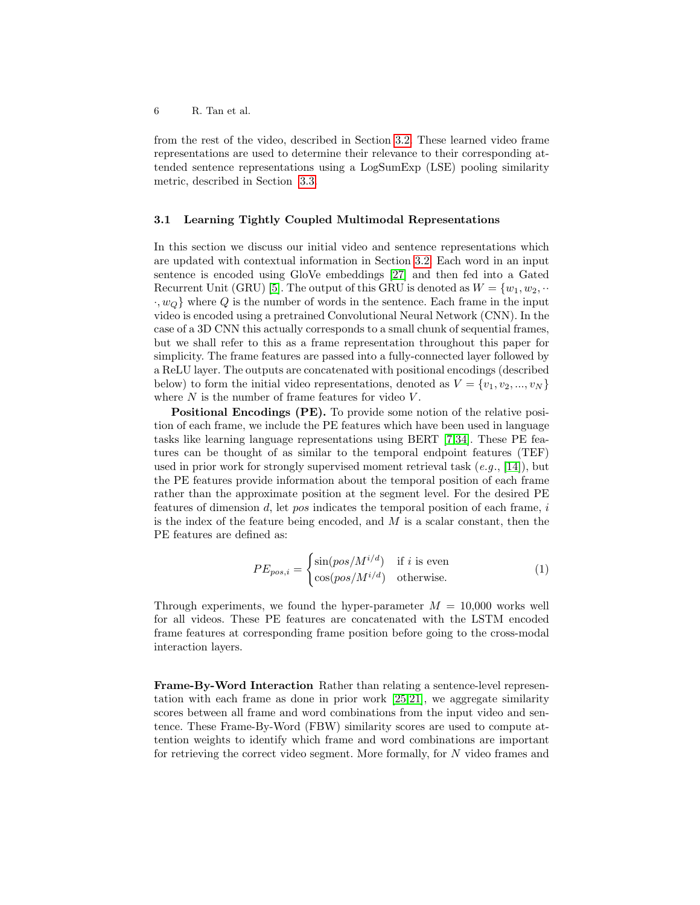from the rest of the video, described in Section 3.2. These learned video frame representations are used to determine their relevance to their corresponding attended sentence representations using a LogSumExp (LSE) pooling similarity metric, described in Section 3.3.

### 3.1 Learning Tightly Coupled Multimodal Representations

In this section we discuss our initial video and sentence representations which are updated with contextual information in Section 3.2. Each word in an input sentence is encoded using GloVe embeddings [27] and then fed into a Gated Recurrent Unit (GRU) [5]. The output of this GRU is denoted as $W = \{w_1, w_2, \cdots, w_Q\}$ where $Q$ is the number of words in the sentence. Each frame in the input video is encoded using a pretrained Convolutional Neural Network (CNN). In the case of a 3D CNN this actually corresponds to a small chunk of sequential frames, but we shall refer to this as a frame representation throughout this paper for simplicity. The frame features are passed into a fully-connected layer followed by a ReLU layer. The outputs are concatenated with positional encodings (described below) to form the initial video representations, denoted as $V = \{v_1, v_2, ..., v_N\}$ where $N$ is the number of frame features for video $V$.

**Positional Encodings (PE).** To provide some notion of the relative position of each frame, we include the PE features which have been used in language tasks like learning language representations using BERT [7,34]. These PE features can be thought of as similar to the temporal endpoint features (TEF) used in prior work for strongly supervised moment retrieval task (*e.g.*, [14]), but the PE features provide information about the temporal position of each frame rather than the approximate position at the segment level. For the desired PE features of dimension $d$, let $pos$ indicates the temporal position of each frame, $i$ is the index of the feature being encoded, and $M$ is a scalar constant, then the PE features are defined as:

$$PE_{pos,i} = \begin{cases} \sin(pos/M^{i/d}) & \text{if } i \text{ is even} \\ \cos(pos/M^{i/d}) & \text{otherwise.} \end{cases} \quad (1)$$

Through experiments, we found the hyper-parameter $M = 10{,}000$ works well for all videos. These PE features are concatenated with the LSTM encoded frame features at corresponding frame position before going to the cross-modal interaction layers.

**Frame-By-Word Interaction** Rather than relating a sentence-level representation with each frame as done in prior work [25,21], we aggregate similarity scores between all frame and word combinations from the input video and sentence. These Frame-By-Word (FBW) similarity scores are used to compute attention weights to identify which frame and word combinations are important for retrieving the correct video segment. More formally, for $N$ video frames and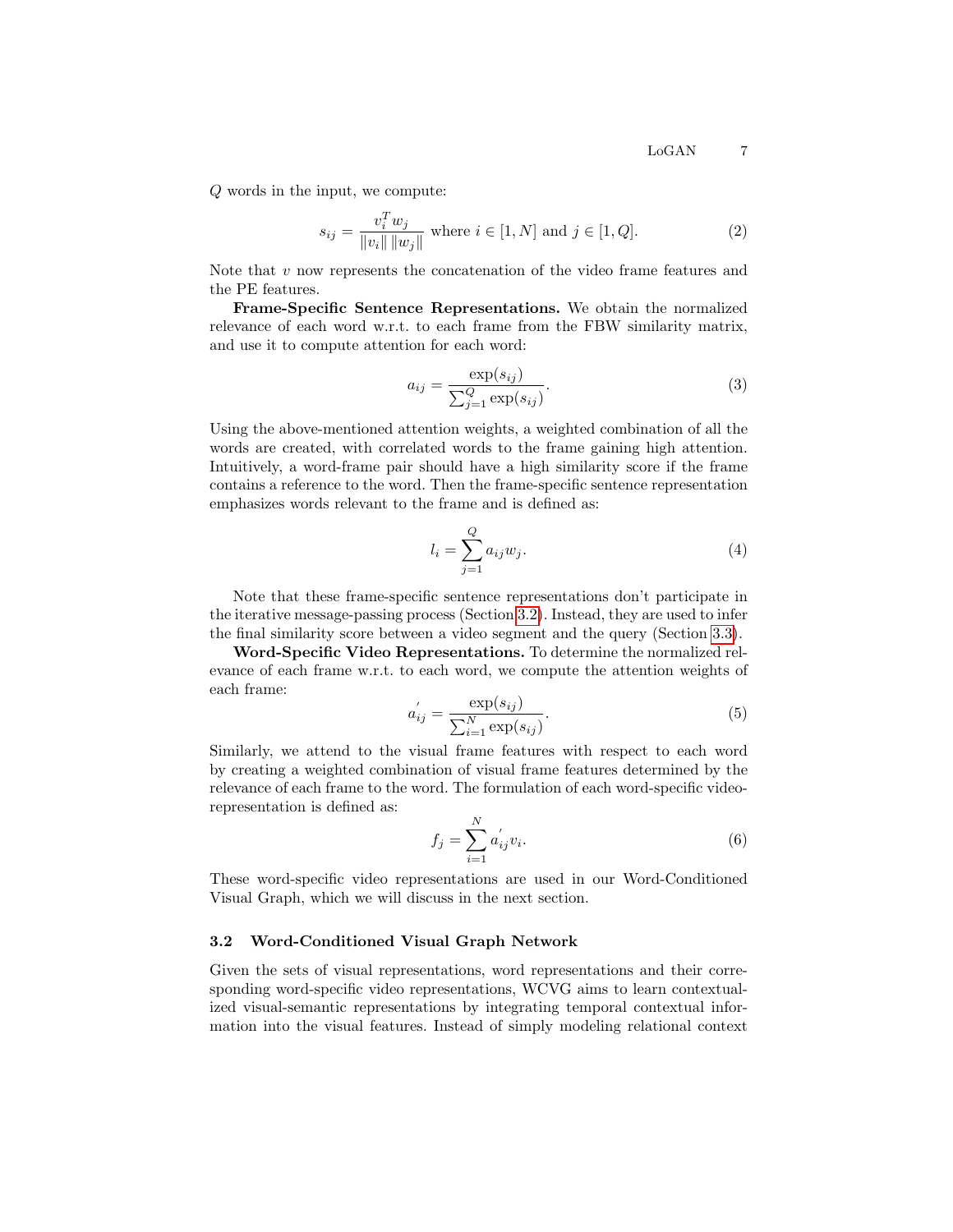$Q$ words in the input, we compute:

$$s_{ij} = \frac{v_i^T w_j}{\|v_i\| \, \|w_j\|} \text{ where } i \in [1, N] \text{ and } j \in [1, Q]. \tag{2}$$

Note that $v$ now represents the concatenation of the video frame features and the PE features.

**Frame-Specific Sentence Representations.** We obtain the normalized relevance of each word w.r.t. to each frame from the FBW similarity matrix, and use it to compute attention for each word:

$$a_{ij} = \frac{\exp(s_{ij})}{\sum_{j=1}^{Q} \exp(s_{ij})}. \tag{3}$$

Using the above-mentioned attention weights, a weighted combination of all the words are created, with correlated words to the frame gaining high attention. Intuitively, a word-frame pair should have a high similarity score if the frame contains a reference to the word. Then the frame-specific sentence representation emphasizes words relevant to the frame and is defined as:

$$l_i = \sum_{j=1}^{Q} a_{ij} w_j. \tag{4}$$

Note that these frame-specific sentence representations don't participate in the iterative message-passing process (Section 3.2). Instead, they are used to infer the final similarity score between a video segment and the query (Section 3.3).

**Word-Specific Video Representations.** To determine the normalized relevance of each frame w.r.t. to each word, we compute the attention weights of each frame:

$$a_{ij}^{'} = \frac{\exp(s_{ij})}{\sum_{i=1}^{N} \exp(s_{ij})}. \tag{5}$$

Similarly, we attend to the visual frame features with respect to each word by creating a weighted combination of visual frame features determined by the relevance of each frame to the word. The formulation of each word-specific video-representation is defined as:

$$f_j = \sum_{i=1}^{N} a_{ij}^{'} v_i. \tag{6}$$

These word-specific video representations are used in our Word-Conditioned Visual Graph, which we will discuss in the next section.

### 3.2 Word-Conditioned Visual Graph Network

Given the sets of visual representations, word representations and their corresponding word-specific video representations, WCVG aims to learn contextualized visual-semantic representations by integrating temporal contextual information into the visual features. Instead of simply modeling relational context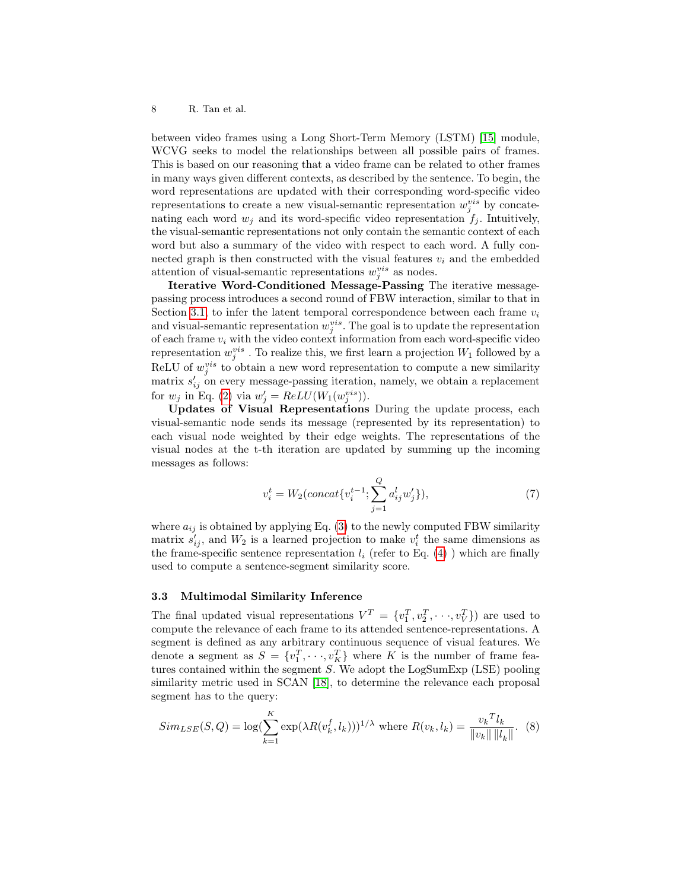between video frames using a Long Short-Term Memory (LSTM) [15] module, WCVG seeks to model the relationships between all possible pairs of frames. This is based on our reasoning that a video frame can be related to other frames in many ways given different contexts, as described by the sentence. To begin, the word representations are updated with their corresponding word-specific video representations to create a new visual-semantic representation $w_j^{vis}$ by concatenating each word $w_j$ and its word-specific video representation $f_j$. Intuitively, the visual-semantic representations not only contain the semantic context of each word but also a summary of the video with respect to each word. A fully connected graph is then constructed with the visual features $v_i$ and the embedded attention of visual-semantic representations $w_j^{vis}$ as nodes.

**Iterative Word-Conditioned Message-Passing** The iterative message-passing process introduces a second round of FBW interaction, similar to that in Section 3.1, to infer the latent temporal correspondence between each frame $v_i$ and visual-semantic representation $w_j^{vis}$. The goal is to update the representation of each frame $v_i$ with the video context information from each word-specific video representation $w_j^{vis}$ . To realize this, we first learn a projection $W_1$ followed by a ReLU of $w_j^{vis}$ to obtain a new word representation to compute a new similarity matrix $s'_{ij}$ on every message-passing iteration, namely, we obtain a replacement for $w_j$ in Eq. (2) via $w'_j = ReLU(W_1(w_j^{vis}))$.

**Updates of Visual Representations** During the update process, each visual-semantic node sends its message (represented by its representation) to each visual node weighted by their edge weights. The representations of the visual nodes at the t-th iteration are updated by summing up the incoming messages as follows:

$$v_i^t = W_2(concat\{v_i^{t-1}; \sum_{j=1}^{Q} a_{ij}^l w'_j\}), \tag{7}$$

where $a_{ij}$ is obtained by applying Eq. (3) to the newly computed FBW similarity matrix $s'_{ij}$, and $W_2$ is a learned projection to make $v_i^t$ the same dimensions as the frame-specific sentence representation $l_i$ (refer to Eq. (4) ) which are finally used to compute a sentence-segment similarity score.

### 3.3 Multimodal Similarity Inference

The final updated visual representations $V^T = \{v_1^T, v_2^T, \cdots, v_V^T\}$) are used to compute the relevance of each frame to its attended sentence-representations. A segment is defined as any arbitrary continuous sequence of visual features. We denote a segment as $S = \{v_1^T, \cdots, v_K^T\}$ where $K$ is the number of frame features contained within the segment $S$. We adopt the LogSumExp (LSE) pooling similarity metric used in SCAN [18], to determine the relevance each proposal segment has to the query:

$$Sim_{LSE}(S, Q) = \log(\sum_{k=1}^{K} \exp(\lambda R(v_k^f, l_k)))^{1/\lambda} \text{ where } R(v_k, l_k) = \frac{{v_k}^T l_k}{\|v_k\| \, \|l_k\|}. \tag{8}$$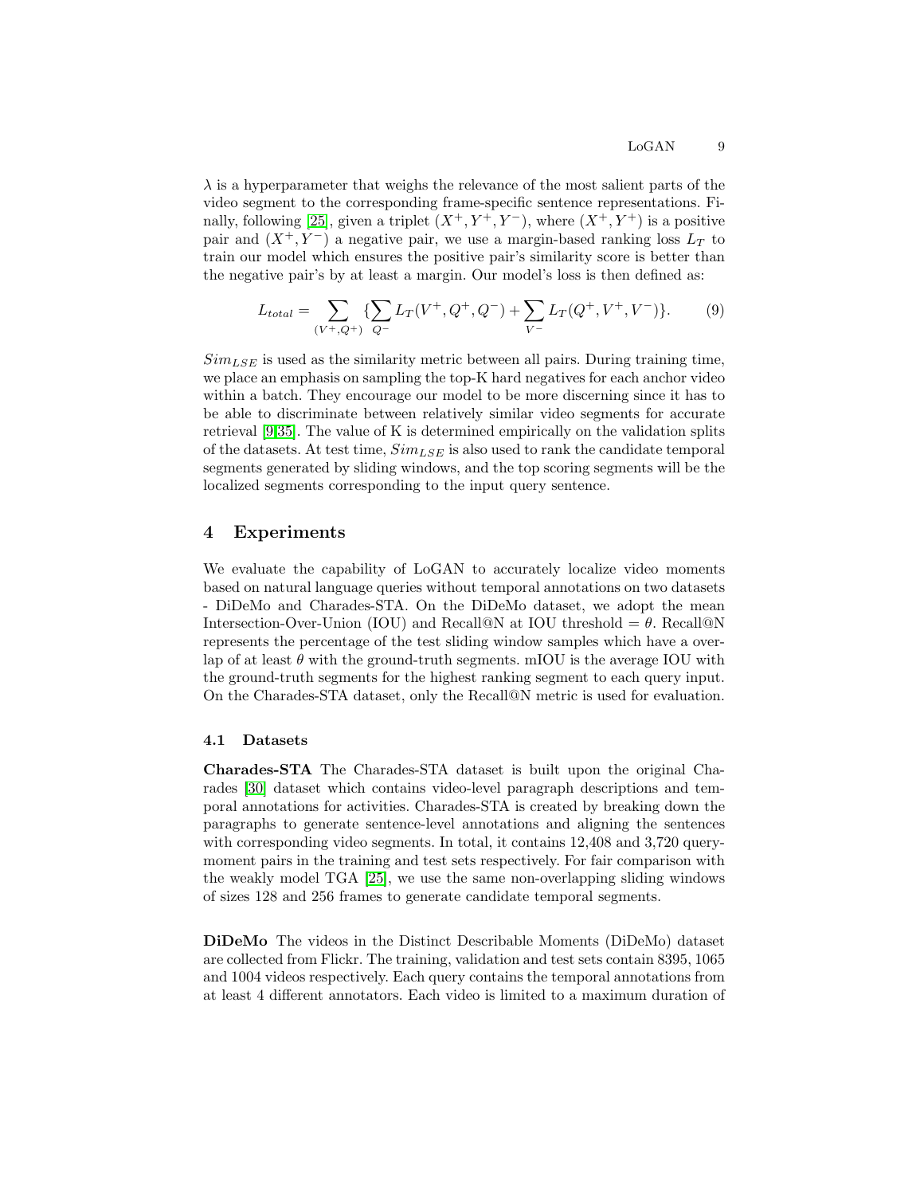$\lambda$ is a hyperparameter that weighs the relevance of the most salient parts of the video segment to the corresponding frame-specific sentence representations. Finally, following [25], given a triplet $(X^+, Y^+, Y^-)$, where $(X^+, Y^+)$ is a positive pair and $(X^+, Y^-)$ a negative pair, we use a margin-based ranking loss $L_T$ to train our model which ensures the positive pair's similarity score is better than the negative pair's by at least a margin. Our model's loss is then defined as:

$$L_{total} = \sum_{(V^+,Q^+)} \{\sum_{Q^-} L_T(V^+, Q^+, Q^-) + \sum_{V^-} L_T(Q^+, V^+, V^-)\}. \quad (9)$$

$Sim_{LSE}$ is used as the similarity metric between all pairs. During training time, we place an emphasis on sampling the top-K hard negatives for each anchor video within a batch. They encourage our model to be more discerning since it has to be able to discriminate between relatively similar video segments for accurate retrieval [9,35]. The value of K is determined empirically on the validation splits of the datasets. At test time, $Sim_{LSE}$ is also used to rank the candidate temporal segments generated by sliding windows, and the top scoring segments will be the localized segments corresponding to the input query sentence.

## 4 Experiments

We evaluate the capability of LoGAN to accurately localize video moments based on natural language queries without temporal annotations on two datasets - DiDeMo and Charades-STA. On the DiDeMo dataset, we adopt the mean Intersection-Over-Union (IOU) and Recall@N at IOU threshold = $\theta$. Recall@N represents the percentage of the test sliding window samples which have a overlap of at least $\theta$ with the ground-truth segments. mIOU is the average IOU with the ground-truth segments for the highest ranking segment to each query input. On the Charades-STA dataset, only the Recall@N metric is used for evaluation.

### 4.1 Datasets

**Charades-STA** The Charades-STA dataset is built upon the original Charades [30] dataset which contains video-level paragraph descriptions and temporal annotations for activities. Charades-STA is created by breaking down the paragraphs to generate sentence-level annotations and aligning the sentences with corresponding video segments. In total, it contains 12,408 and 3,720 query-moment pairs in the training and test sets respectively. For fair comparison with the weakly model TGA [25], we use the same non-overlapping sliding windows of sizes 128 and 256 frames to generate candidate temporal segments.

**DiDeMo** The videos in the Distinct Describable Moments (DiDeMo) dataset are collected from Flickr. The training, validation and test sets contain 8395, 1065 and 1004 videos respectively. Each query contains the temporal annotations from at least 4 different annotators. Each video is limited to a maximum duration of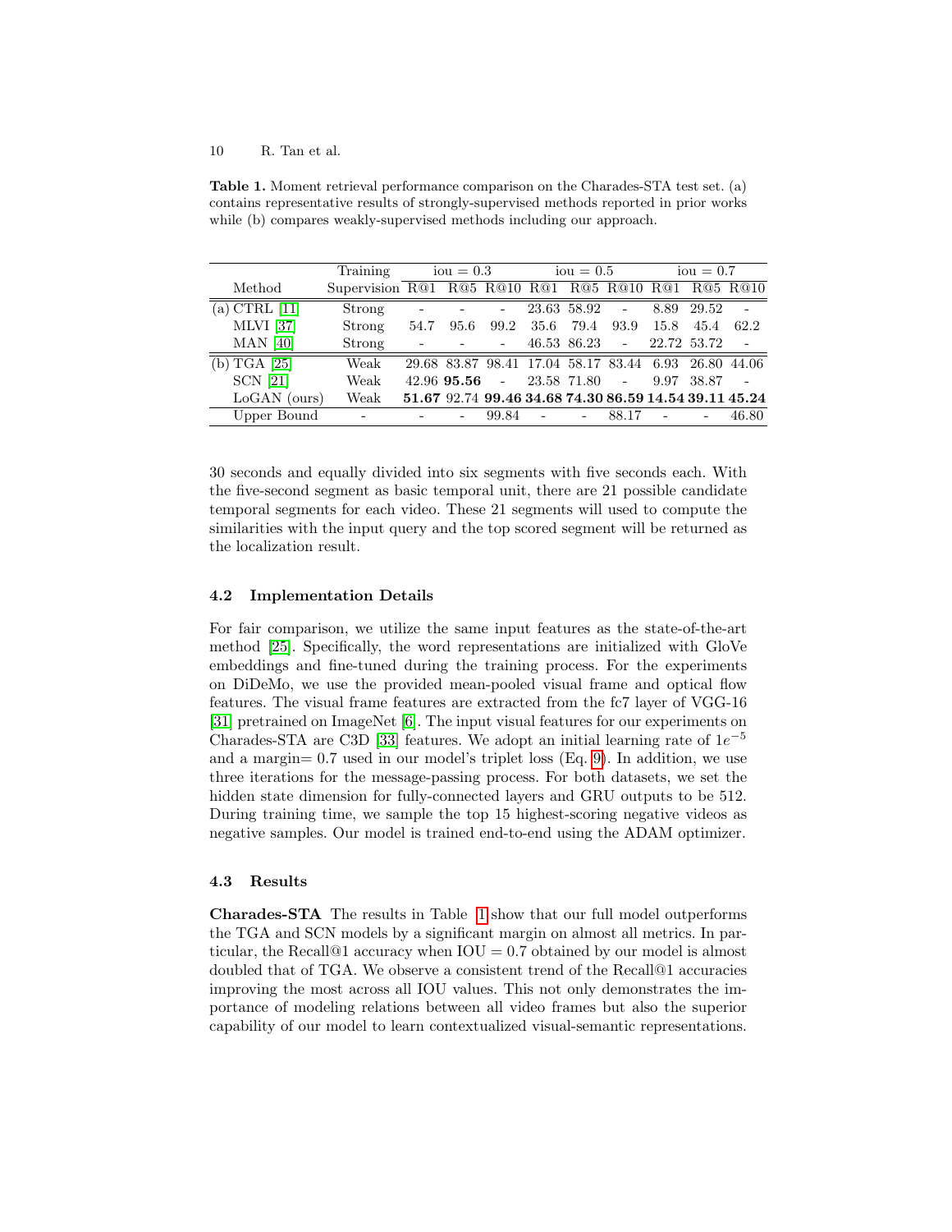**Table 1.** Moment retrieval performance comparison on the Charades-STA test set. (a) contains representative results of strongly-supervised methods reported in prior works while (b) compares weakly-supervised methods including our approach.

| Method | Training Supervision | iou = 0.3 R@1 | iou = 0.3 R@5 | iou = 0.3 R@10 | iou = 0.5 R@1 | iou = 0.5 R@5 | iou = 0.5 R@10 | iou = 0.7 R@1 | iou = 0.7 R@5 | iou = 0.7 R@10 |
|---|---|---|---|---|---|---|---|---|---|---|
| (a) CTRL [11] | Strong | - | - | - | 23.63 | 58.92 | - | 8.89 | 29.52 | - |
| MLVI [37] | Strong | 54.7 | 95.6 | 99.2 | 35.6 | 79.4 | 93.9 | 15.8 | 45.4 | 62.2 |
| MAN [40] | Strong | - | - | - | 46.53 | 86.23 | - | 22.72 | 53.72 | - |
| (b) TGA [25] | Weak | 29.68 | 83.87 | 98.41 | 17.04 | 58.17 | 83.44 | 6.93 | 26.80 | 44.06 |
| SCN [21] | Weak | 42.96 | **95.56** | - | 23.58 | 71.80 | - | 9.97 | 38.87 | - |
| LoGAN (ours) | Weak | **51.67** | 92.74 | **99.46** | **34.68** | **74.30** | **86.59** | **14.54** | **39.11** | **45.24** |
| Upper Bound | - | - | - | 99.84 | - | - | 88.17 | - | - | 46.80 |

30 seconds and equally divided into six segments with five seconds each. With the five-second segment as basic temporal unit, there are 21 possible candidate temporal segments for each video. These 21 segments will used to compute the similarities with the input query and the top scored segment will be returned as the localization result.

### 4.2 Implementation Details

For fair comparison, we utilize the same input features as the state-of-the-art method [25]. Specifically, the word representations are initialized with GloVe embeddings and fine-tuned during the training process. For the experiments on DiDeMo, we use the provided mean-pooled visual frame and optical flow features. The visual frame features are extracted from the fc7 layer of VGG-16 [31] pretrained on ImageNet [6]. The input visual features for our experiments on Charades-STA are C3D [33] features. We adopt an initial learning rate of $1e^{-5}$ and a margin= 0.7 used in our model's triplet loss (Eq. 9). In addition, we use three iterations for the message-passing process. For both datasets, we set the hidden state dimension for fully-connected layers and GRU outputs to be 512. During training time, we sample the top 15 highest-scoring negative videos as negative samples. Our model is trained end-to-end using the ADAM optimizer.

### 4.3 Results

**Charades-STA** The results in Table 1 show that our full model outperforms the TGA and SCN models by a significant margin on almost all metrics. In particular, the Recall@1 accuracy when IOU = 0.7 obtained by our model is almost doubled that of TGA. We observe a consistent trend of the Recall@1 accuracies improving the most across all IOU values. This not only demonstrates the importance of modeling relations between all video frames but also the superior capability of our model to learn contextualized visual-semantic representations.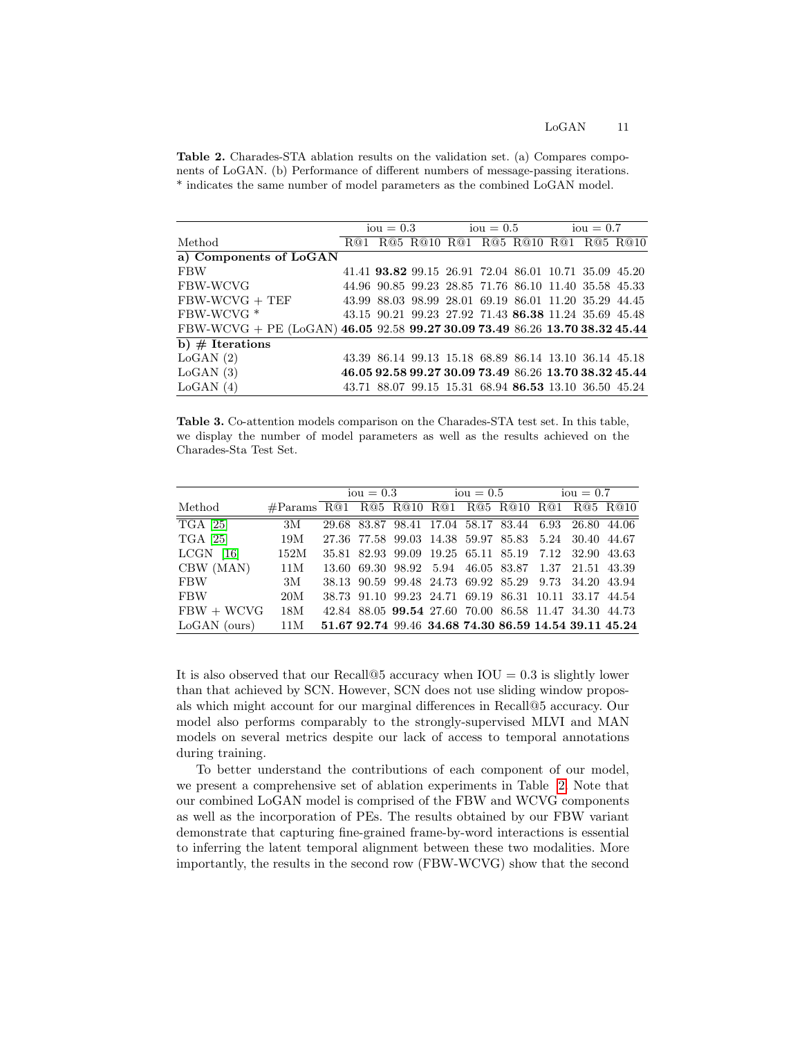**Table 2.** Charades-STA ablation results on the validation set. (a) Compares components of LoGAN. (b) Performance of different numbers of message-passing iterations. * indicates the same number of model parameters as the combined LoGAN model.

| | iou = 0.3 | | | iou = 0.5 | | | iou = 0.7 | | |
|---|---|---|---|---|---|---|---|---|---|
| Method | R@1 | R@5 | R@10 | R@1 | R@5 | R@10 | R@1 | R@5 | R@10 |
| **a) Components of LoGAN** | | | | | | | | | |
| FBW | 41.41 | **93.82** | 99.15 | 26.91 | 72.04 | 86.01 | 10.71 | 35.09 | 45.20 |
| FBW-WCVG | 44.96 | 90.85 | 99.23 | 28.85 | 71.76 | 86.10 | 11.40 | 35.58 | 45.33 |
| FBW-WCVG + TEF | 43.99 | 88.03 | 98.99 | 28.01 | 69.19 | 86.01 | 11.20 | 35.29 | 44.45 |
| FBW-WCVG * | 43.15 | 90.21 | 99.23 | 27.92 | 71.43 | **86.38** | 11.24 | 35.69 | 45.48 |
| FBW-WCVG + PE (LoGAN) | **46.05** | 92.58 | **99.27** | **30.09** | **73.49** | 86.26 | **13.70** | **38.32** | **45.44** |
| **b) # Iterations** | | | | | | | | | |
| LoGAN (2) | 43.39 | 86.14 | 99.13 | 15.18 | 68.89 | 86.14 | 13.10 | 36.14 | 45.18 |
| LoGAN (3) | **46.05** | **92.58** | **99.27** | **30.09** | **73.49** | 86.26 | **13.70** | **38.32** | **45.44** |
| LoGAN (4) | 43.71 | 88.07 | 99.15 | 15.31 | 68.94 | **86.53** | 13.10 | 36.50 | 45.24 |

**Table 3.** Co-attention models comparison on the Charades-STA test set. In this table, we display the number of model parameters as well as the results achieved on the Charades-Sta Test Set.

| | | iou = 0.3 | | | iou = 0.5 | | | iou = 0.7 | | |
|---|---|---|---|---|---|---|---|---|---|---|
| Method | #Params | R@1 | R@5 | R@10 | R@1 | R@5 | R@10 | R@1 | R@5 | R@10 |
| TGA [25] | 3M | 29.68 | 83.87 | 98.41 | 17.04 | 58.17 | 83.44 | 6.93 | 26.80 | 44.06 |
| TGA [25] | 19M | 27.36 | 77.58 | 99.03 | 14.38 | 59.97 | 85.83 | 5.24 | 30.40 | 44.67 |
| LCGN [16] | 152M | 35.81 | 82.93 | 99.09 | 19.25 | 65.11 | 85.19 | 7.12 | 32.90 | 43.63 |
| CBW (MAN) | 11M | 13.60 | 69.30 | 98.92 | 5.94 | 46.05 | 83.87 | 1.37 | 21.51 | 43.39 |
| FBW | 3M | 38.13 | 90.59 | 99.48 | 24.73 | 69.92 | 85.29 | 9.73 | 34.20 | 43.94 |
| FBW | 20M | 38.73 | 91.10 | 99.23 | 24.71 | 69.19 | 86.31 | 10.11 | 33.17 | 44.54 |
| FBW + WCVG | 18M | 42.84 | 88.05 | **99.54** | 27.60 | 70.00 | 86.58 | 11.47 | 34.30 | 44.73 |
| LoGAN (ours) | 11M | **51.67** | **92.74** | 99.46 | **34.68** | **74.30** | **86.59** | **14.54** | **39.11** | **45.24** |

It is also observed that our Recall@5 accuracy when IOU = 0.3 is slightly lower than that achieved by SCN. However, SCN does not use sliding window proposals which might account for our marginal differences in Recall@5 accuracy. Our model also performs comparably to the strongly-supervised MLVI and MAN models on several metrics despite our lack of access to temporal annotations during training.

To better understand the contributions of each component of our model, we present a comprehensive set of ablation experiments in Table 2. Note that our combined LoGAN model is comprised of the FBW and WCVG components as well as the incorporation of PEs. The results obtained by our FBW variant demonstrate that capturing fine-grained frame-by-word interactions is essential to inferring the latent temporal alignment between these two modalities. More importantly, the results in the second row (FBW-WCVG) show that the second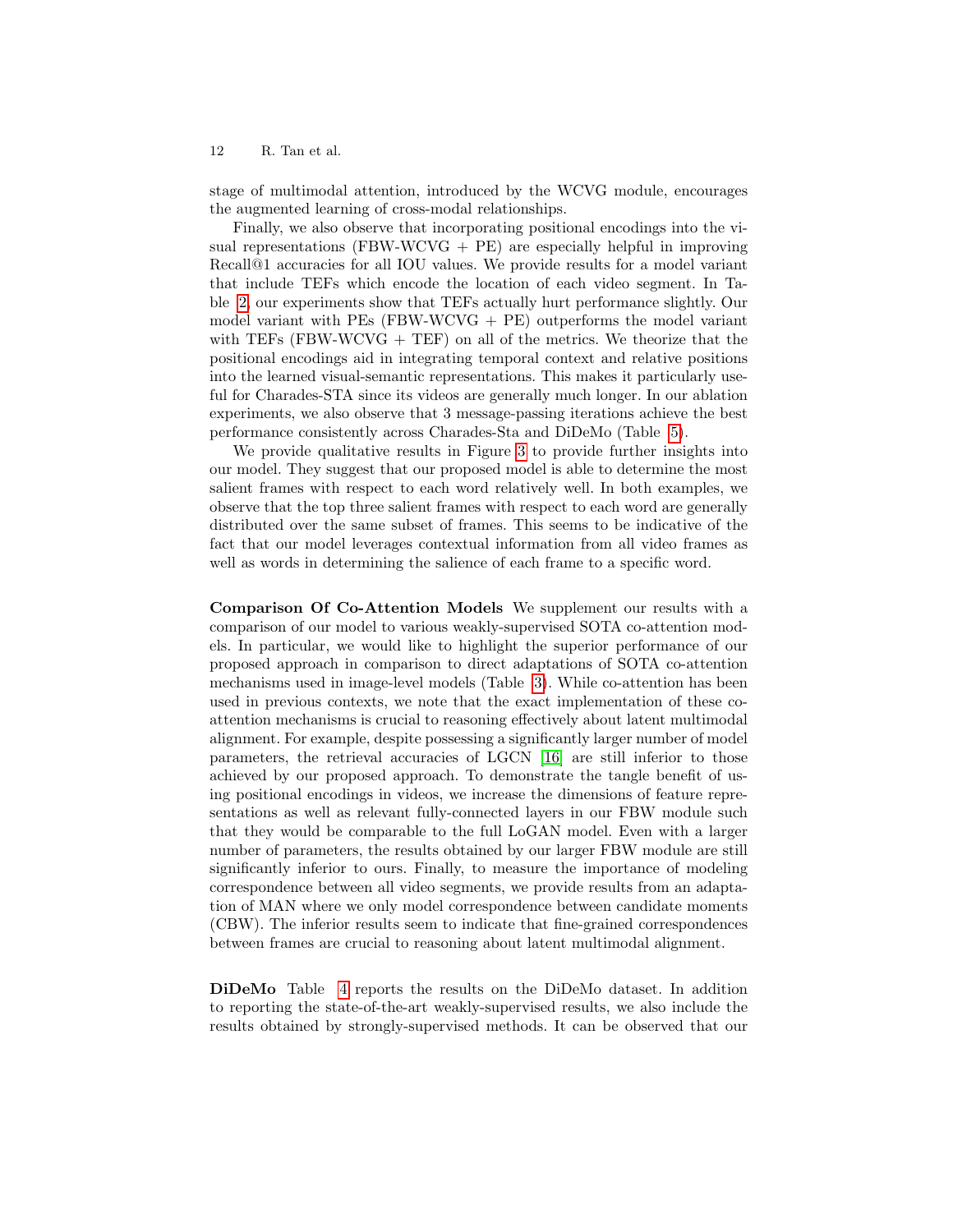stage of multimodal attention, introduced by the WCVG module, encourages the augmented learning of cross-modal relationships.

Finally, we also observe that incorporating positional encodings into the visual representations (FBW-WCVG + PE) are especially helpful in improving Recall@1 accuracies for all IOU values. We provide results for a model variant that include TEFs which encode the location of each video segment. In Table 2, our experiments show that TEFs actually hurt performance slightly. Our model variant with PEs (FBW-WCVG + PE) outperforms the model variant with TEFs (FBW-WCVG + TEF) on all of the metrics. We theorize that the positional encodings aid in integrating temporal context and relative positions into the learned visual-semantic representations. This makes it particularly useful for Charades-STA since its videos are generally much longer. In our ablation experiments, we also observe that 3 message-passing iterations achieve the best performance consistently across Charades-Sta and DiDeMo (Table 5).

We provide qualitative results in Figure 3 to provide further insights into our model. They suggest that our proposed model is able to determine the most salient frames with respect to each word relatively well. In both examples, we observe that the top three salient frames with respect to each word are generally distributed over the same subset of frames. This seems to be indicative of the fact that our model leverages contextual information from all video frames as well as words in determining the salience of each frame to a specific word.

**Comparison Of Co-Attention Models** We supplement our results with a comparison of our model to various weakly-supervised SOTA co-attention models. In particular, we would like to highlight the superior performance of our proposed approach in comparison to direct adaptations of SOTA co-attention mechanisms used in image-level models (Table 3). While co-attention has been used in previous contexts, we note that the exact implementation of these co-attention mechanisms is crucial to reasoning effectively about latent multimodal alignment. For example, despite possessing a significantly larger number of model parameters, the retrieval accuracies of LGCN [16] are still inferior to those achieved by our proposed approach. To demonstrate the tangle benefit of using positional encodings in videos, we increase the dimensions of feature representations as well as relevant fully-connected layers in our FBW module such that they would be comparable to the full LoGAN model. Even with a larger number of parameters, the results obtained by our larger FBW module are still significantly inferior to ours. Finally, to measure the importance of modeling correspondence between all video segments, we provide results from an adaptation of MAN where we only model correspondence between candidate moments (CBW). The inferior results seem to indicate that fine-grained correspondences between frames are crucial to reasoning about latent multimodal alignment.

**DiDeMo** Table 4 reports the results on the DiDeMo dataset. In addition to reporting the state-of-the-art weakly-supervised results, we also include the results obtained by strongly-supervised methods. It can be observed that our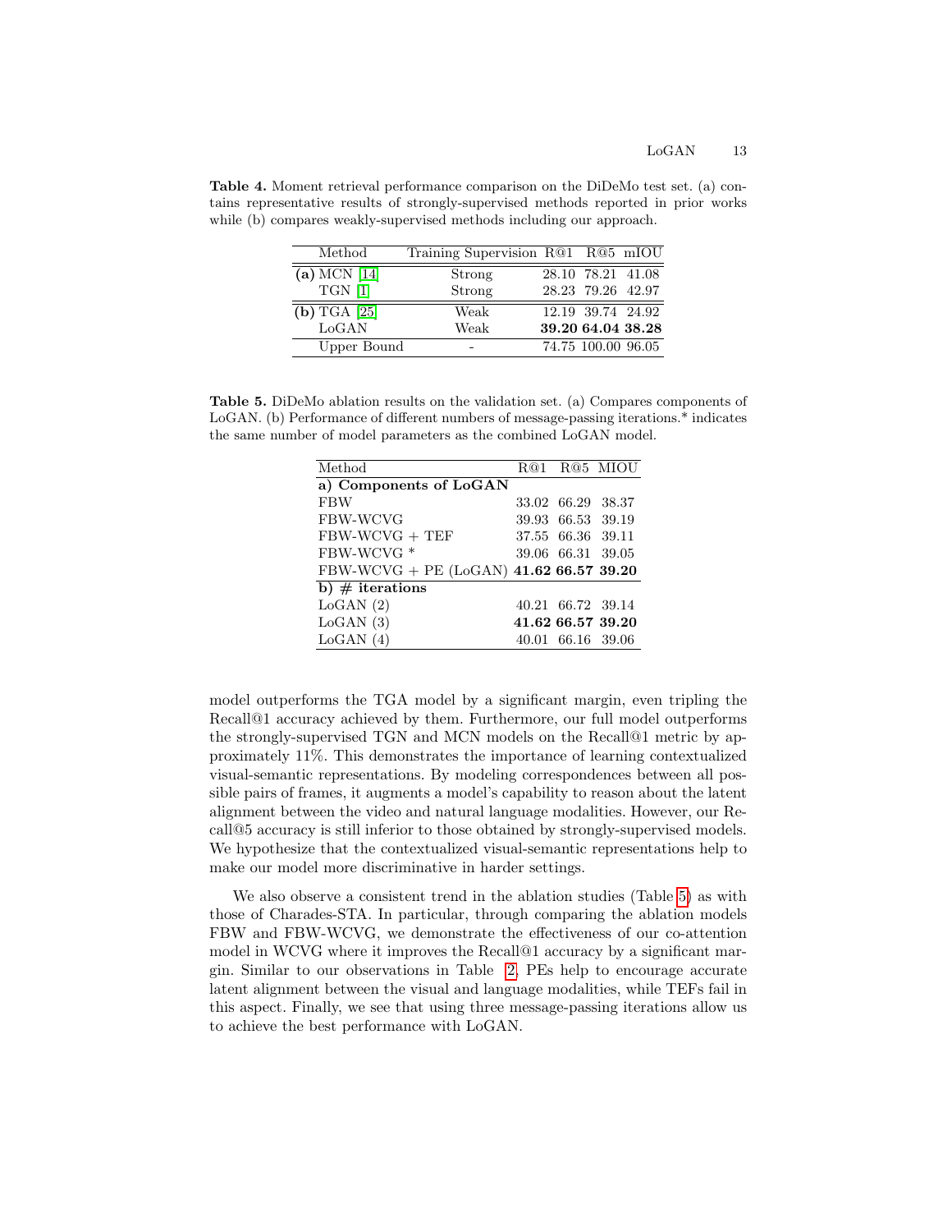**Table 4.** Moment retrieval performance comparison on the DiDeMo test set. (a) contains representative results of strongly-supervised methods reported in prior works while (b) compares weakly-supervised methods including our approach.

| Method | Training Supervision | R@1 | R@5 | mIOU |
|---|---|---|---|---|
| **(a)** MCN [14] | Strong | 28.10 | 78.21 | 41.08 |
| TGN [1] | Strong | 28.23 | 79.26 | 42.97 |
| **(b)** TGA [25] | Weak | 12.19 | 39.74 | 24.92 |
| LoGAN | Weak | **39.20** | **64.04** | **38.28** |
| Upper Bound | - | 74.75 | 100.00 | 96.05 |

**Table 5.** DiDeMo ablation results on the validation set. (a) Compares components of LoGAN. (b) Performance of different numbers of message-passing iterations.* indicates the same number of model parameters as the combined LoGAN model.

| Method | R@1 | R@5 | MIOU |
|---|---|---|---|
| **a) Components of LoGAN** | | | |
| FBW | 33.02 | 66.29 | 38.37 |
| FBW-WCVG | 39.93 | 66.53 | 39.19 |
| FBW-WCVG + TEF | 37.55 | 66.36 | 39.11 |
| FBW-WCVG * | 39.06 | 66.31 | 39.05 |
| FBW-WCVG + PE (LoGAN) | **41.62** | **66.57** | **39.20** |
| **b) # iterations** | | | |
| LoGAN (2) | 40.21 | 66.72 | 39.14 |
| LoGAN (3) | **41.62** | **66.57** | **39.20** |
| LoGAN (4) | 40.01 | 66.16 | 39.06 |

model outperforms the TGA model by a significant margin, even tripling the Recall@1 accuracy achieved by them. Furthermore, our full model outperforms the strongly-supervised TGN and MCN models on the Recall@1 metric by approximately 11%. This demonstrates the importance of learning contextualized visual-semantic representations. By modeling correspondences between all possible pairs of frames, it augments a model's capability to reason about the latent alignment between the video and natural language modalities. However, our Recall@5 accuracy is still inferior to those obtained by strongly-supervised models. We hypothesize that the contextualized visual-semantic representations help to make our model more discriminative in harder settings.

We also observe a consistent trend in the ablation studies (Table 5) as with those of Charades-STA. In particular, through comparing the ablation models FBW and FBW-WCVG, we demonstrate the effectiveness of our co-attention model in WCVG where it improves the Recall@1 accuracy by a significant margin. Similar to our observations in Table 2, PEs help to encourage accurate latent alignment between the visual and language modalities, while TEFs fail in this aspect. Finally, we see that using three message-passing iterations allow us to achieve the best performance with LoGAN.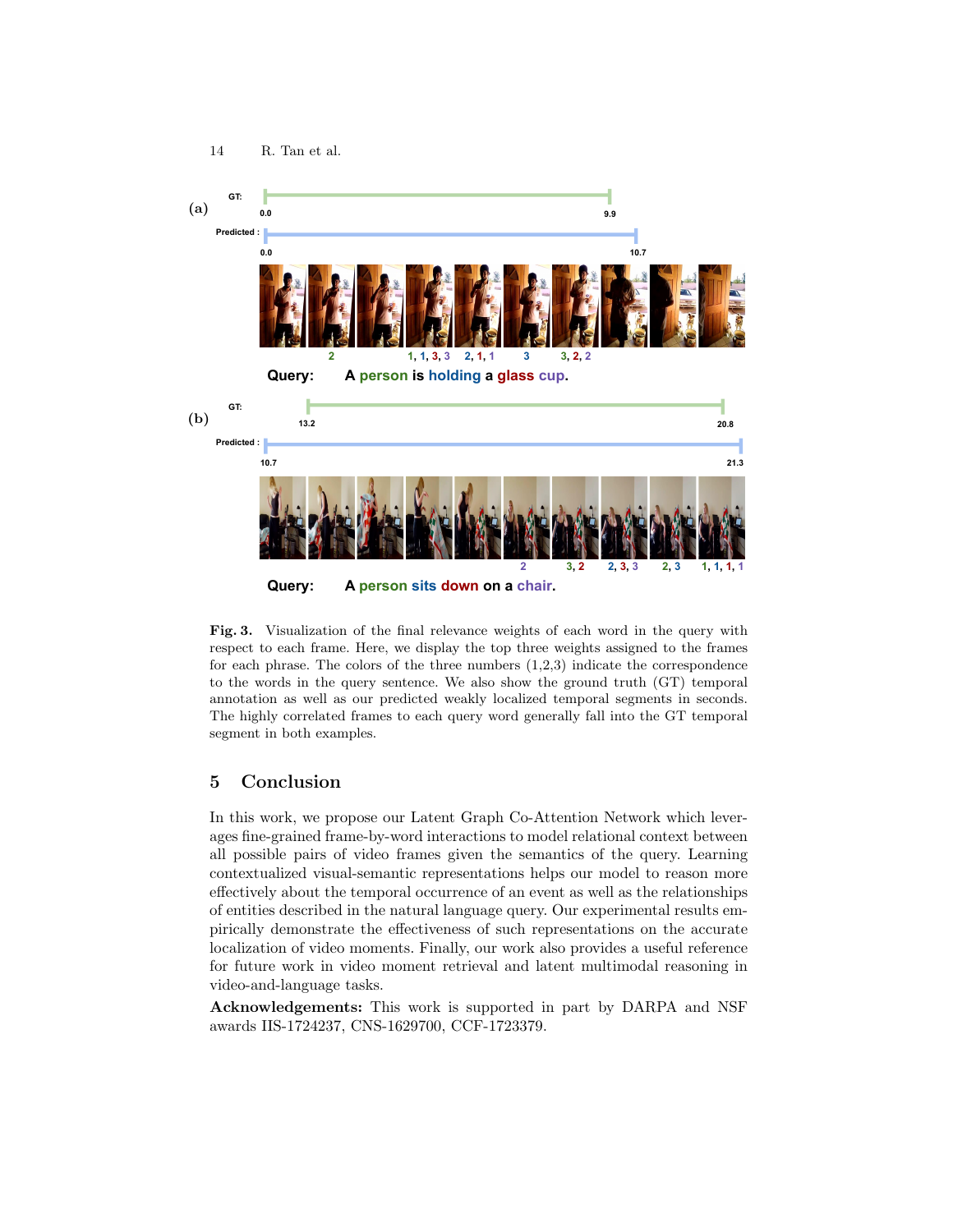**Fig. 3.** Visualization of the final relevance weights of each word in the query with respect to each frame. Here, we display the top three weights assigned to the frames for each phrase. The colors of the three numbers (1,2,3) indicate the correspondence to the words in the query sentence. We also show the ground truth (GT) temporal annotation as well as our predicted weakly localized temporal segments in seconds. The highly correlated frames to each query word generally fall into the GT temporal segment in both examples.

## 5 Conclusion

In this work, we propose our Latent Graph Co-Attention Network which leverages fine-grained frame-by-word interactions to model relational context between all possible pairs of video frames given the semantics of the query. Learning contextualized visual-semantic representations helps our model to reason more effectively about the temporal occurrence of an event as well as the relationships of entities described in the natural language query. Our experimental results empirically demonstrate the effectiveness of such representations on the accurate localization of video moments. Finally, our work also provides a useful reference for future work in video moment retrieval and latent multimodal reasoning in video-and-language tasks.

**Acknowledgements:** This work is supported in part by DARPA and NSF awards IIS-1724237, CNS-1629700, CCF-1723379.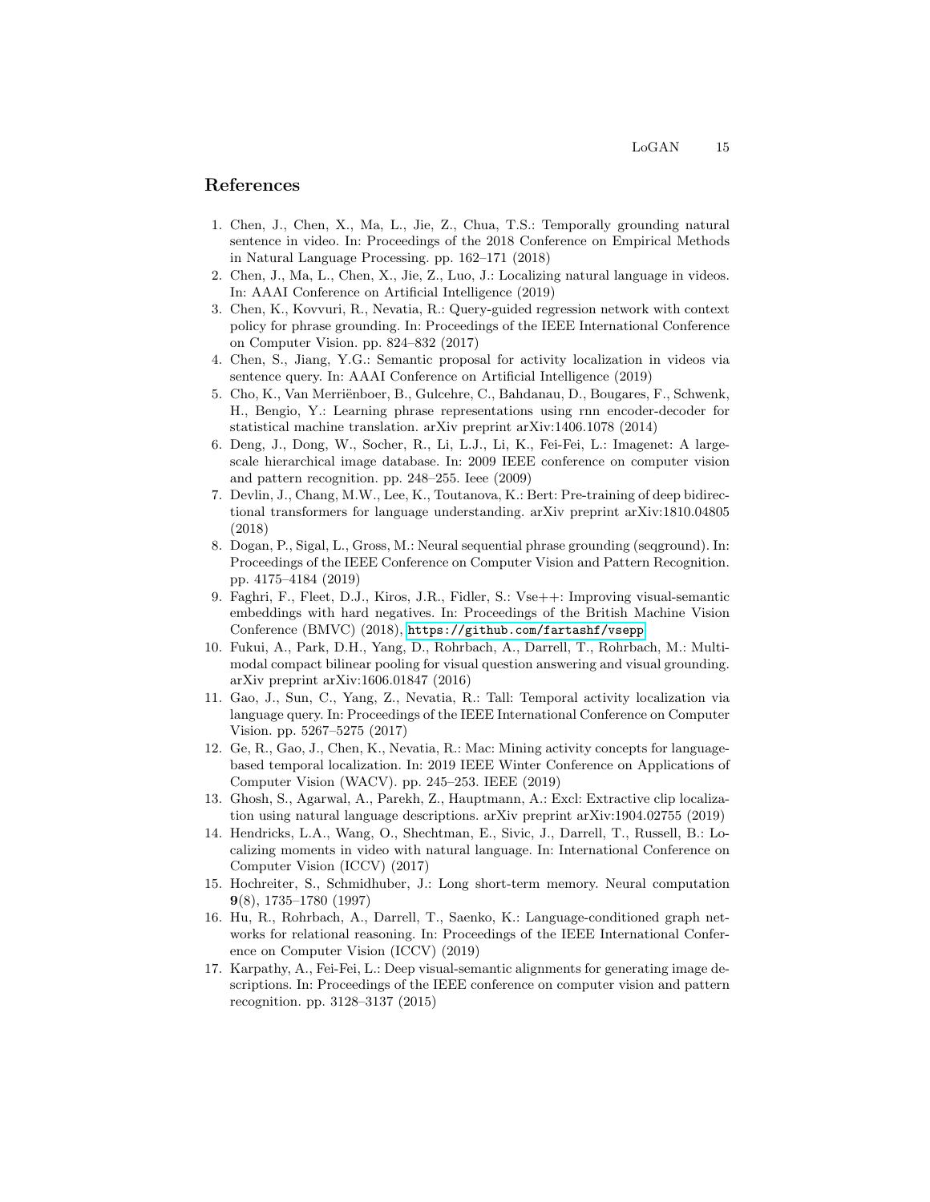## References

1. Chen, J., Chen, X., Ma, L., Jie, Z., Chua, T.S.: Temporally grounding natural sentence in video. In: Proceedings of the 2018 Conference on Empirical Methods in Natural Language Processing. pp. 162–171 (2018)
2. Chen, J., Ma, L., Chen, X., Jie, Z., Luo, J.: Localizing natural language in videos. In: AAAI Conference on Artificial Intelligence (2019)
3. Chen, K., Kovvuri, R., Nevatia, R.: Query-guided regression network with context policy for phrase grounding. In: Proceedings of the IEEE International Conference on Computer Vision. pp. 824–832 (2017)
4. Chen, S., Jiang, Y.G.: Semantic proposal for activity localization in videos via sentence query. In: AAAI Conference on Artificial Intelligence (2019)
5. Cho, K., Van Merriënboer, B., Gulcehre, C., Bahdanau, D., Bougares, F., Schwenk, H., Bengio, Y.: Learning phrase representations using rnn encoder-decoder for statistical machine translation. arXiv preprint arXiv:1406.1078 (2014)
6. Deng, J., Dong, W., Socher, R., Li, L.J., Li, K., Fei-Fei, L.: Imagenet: A large-scale hierarchical image database. In: 2009 IEEE conference on computer vision and pattern recognition. pp. 248–255. Ieee (2009)
7. Devlin, J., Chang, M.W., Lee, K., Toutanova, K.: Bert: Pre-training of deep bidirectional transformers for language understanding. arXiv preprint arXiv:1810.04805 (2018)
8. Dogan, P., Sigal, L., Gross, M.: Neural sequential phrase grounding (seqground). In: Proceedings of the IEEE Conference on Computer Vision and Pattern Recognition. pp. 4175–4184 (2019)
9. Faghri, F., Fleet, D.J., Kiros, J.R., Fidler, S.: Vse++: Improving visual-semantic embeddings with hard negatives. In: Proceedings of the British Machine Vision Conference (BMVC) (2018), https://github.com/fartashf/vsepp
10. Fukui, A., Park, D.H., Yang, D., Rohrbach, A., Darrell, T., Rohrbach, M.: Multimodal compact bilinear pooling for visual question answering and visual grounding. arXiv preprint arXiv:1606.01847 (2016)
11. Gao, J., Sun, C., Yang, Z., Nevatia, R.: Tall: Temporal activity localization via language query. In: Proceedings of the IEEE International Conference on Computer Vision. pp. 5267–5275 (2017)
12. Ge, R., Gao, J., Chen, K., Nevatia, R.: Mac: Mining activity concepts for language-based temporal localization. In: 2019 IEEE Winter Conference on Applications of Computer Vision (WACV). pp. 245–253. IEEE (2019)
13. Ghosh, S., Agarwal, A., Parekh, Z., Hauptmann, A.: Excl: Extractive clip localization using natural language descriptions. arXiv preprint arXiv:1904.02755 (2019)
14. Hendricks, L.A., Wang, O., Shechtman, E., Sivic, J., Darrell, T., Russell, B.: Localizing moments in video with natural language. In: International Conference on Computer Vision (ICCV) (2017)
15. Hochreiter, S., Schmidhuber, J.: Long short-term memory. Neural computation **9**(8), 1735–1780 (1997)
16. Hu, R., Rohrbach, A., Darrell, T., Saenko, K.: Language-conditioned graph networks for relational reasoning. In: Proceedings of the IEEE International Conference on Computer Vision (ICCV) (2019)
17. Karpathy, A., Fei-Fei, L.: Deep visual-semantic alignments for generating image descriptions. In: Proceedings of the IEEE conference on computer vision and pattern recognition. pp. 3128–3137 (2015)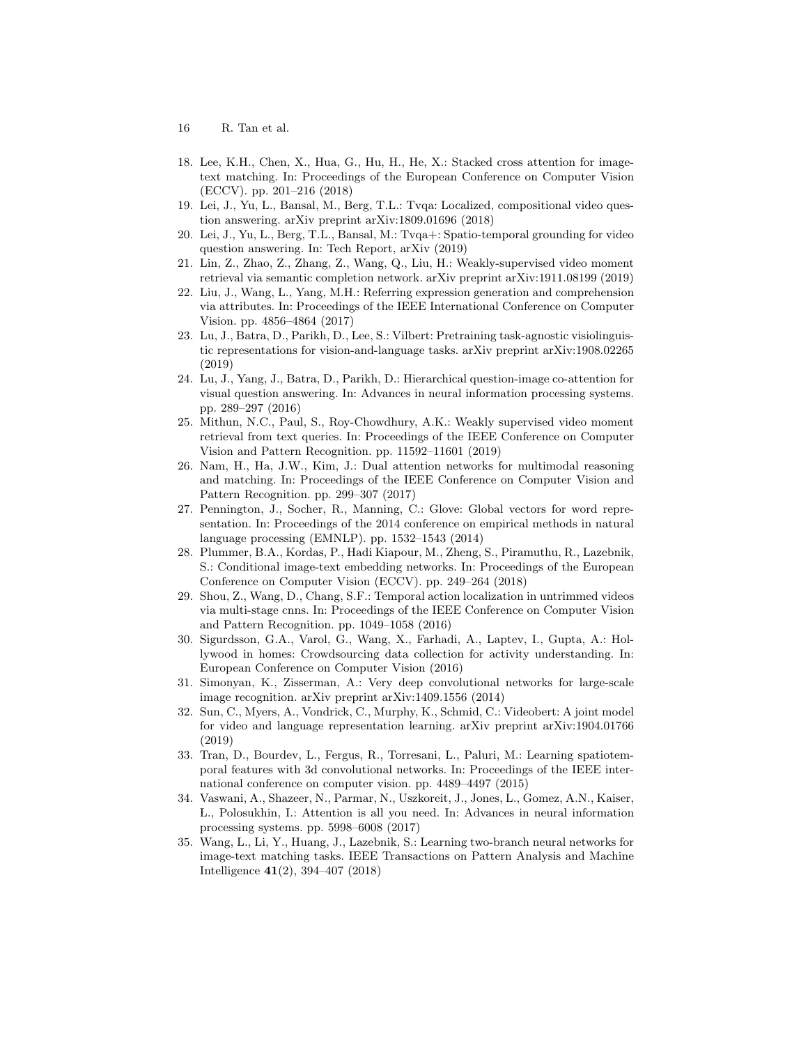18. Lee, K.H., Chen, X., Hua, G., Hu, H., He, X.: Stacked cross attention for image-text matching. In: Proceedings of the European Conference on Computer Vision (ECCV). pp. 201–216 (2018)
19. Lei, J., Yu, L., Bansal, M., Berg, T.L.: Tvqa: Localized, compositional video question answering. arXiv preprint arXiv:1809.01696 (2018)
20. Lei, J., Yu, L., Berg, T.L., Bansal, M.: Tvqa+: Spatio-temporal grounding for video question answering. In: Tech Report, arXiv (2019)
21. Lin, Z., Zhao, Z., Zhang, Z., Wang, Q., Liu, H.: Weakly-supervised video moment retrieval via semantic completion network. arXiv preprint arXiv:1911.08199 (2019)
22. Liu, J., Wang, L., Yang, M.H.: Referring expression generation and comprehension via attributes. In: Proceedings of the IEEE International Conference on Computer Vision. pp. 4856–4864 (2017)
23. Lu, J., Batra, D., Parikh, D., Lee, S.: Vilbert: Pretraining task-agnostic visiolinguistic representations for vision-and-language tasks. arXiv preprint arXiv:1908.02265 (2019)
24. Lu, J., Yang, J., Batra, D., Parikh, D.: Hierarchical question-image co-attention for visual question answering. In: Advances in neural information processing systems. pp. 289–297 (2016)
25. Mithun, N.C., Paul, S., Roy-Chowdhury, A.K.: Weakly supervised video moment retrieval from text queries. In: Proceedings of the IEEE Conference on Computer Vision and Pattern Recognition. pp. 11592–11601 (2019)
26. Nam, H., Ha, J.W., Kim, J.: Dual attention networks for multimodal reasoning and matching. In: Proceedings of the IEEE Conference on Computer Vision and Pattern Recognition. pp. 299–307 (2017)
27. Pennington, J., Socher, R., Manning, C.: Glove: Global vectors for word representation. In: Proceedings of the 2014 conference on empirical methods in natural language processing (EMNLP). pp. 1532–1543 (2014)
28. Plummer, B.A., Kordas, P., Hadi Kiapour, M., Zheng, S., Piramuthu, R., Lazebnik, S.: Conditional image-text embedding networks. In: Proceedings of the European Conference on Computer Vision (ECCV). pp. 249–264 (2018)
29. Shou, Z., Wang, D., Chang, S.F.: Temporal action localization in untrimmed videos via multi-stage cnns. In: Proceedings of the IEEE Conference on Computer Vision and Pattern Recognition. pp. 1049–1058 (2016)
30. Sigurdsson, G.A., Varol, G., Wang, X., Farhadi, A., Laptev, I., Gupta, A.: Hollywood in homes: Crowdsourcing data collection for activity understanding. In: European Conference on Computer Vision (2016)
31. Simonyan, K., Zisserman, A.: Very deep convolutional networks for large-scale image recognition. arXiv preprint arXiv:1409.1556 (2014)
32. Sun, C., Myers, A., Vondrick, C., Murphy, K., Schmid, C.: Videobert: A joint model for video and language representation learning. arXiv preprint arXiv:1904.01766 (2019)
33. Tran, D., Bourdev, L., Fergus, R., Torresani, L., Paluri, M.: Learning spatiotemporal features with 3d convolutional networks. In: Proceedings of the IEEE international conference on computer vision. pp. 4489–4497 (2015)
34. Vaswani, A., Shazeer, N., Parmar, N., Uszkoreit, J., Jones, L., Gomez, A.N., Kaiser, Ł., Polosukhin, I.: Attention is all you need. In: Advances in neural information processing systems. pp. 5998–6008 (2017)
35. Wang, L., Li, Y., Huang, J., Lazebnik, S.: Learning two-branch neural networks for image-text matching tasks. IEEE Transactions on Pattern Analysis and Machine Intelligence **41**(2), 394–407 (2018)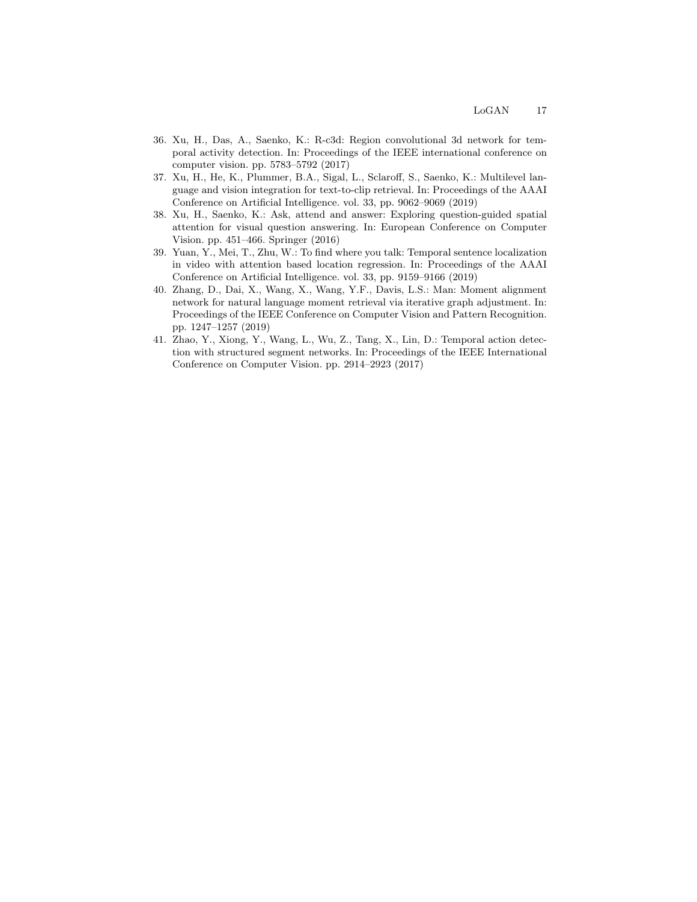36. Xu, H., Das, A., Saenko, K.: R-c3d: Region convolutional 3d network for temporal activity detection. In: Proceedings of the IEEE international conference on computer vision. pp. 5783–5792 (2017)
37. Xu, H., He, K., Plummer, B.A., Sigal, L., Sclaroff, S., Saenko, K.: Multilevel language and vision integration for text-to-clip retrieval. In: Proceedings of the AAAI Conference on Artificial Intelligence. vol. 33, pp. 9062–9069 (2019)
38. Xu, H., Saenko, K.: Ask, attend and answer: Exploring question-guided spatial attention for visual question answering. In: European Conference on Computer Vision. pp. 451–466. Springer (2016)
39. Yuan, Y., Mei, T., Zhu, W.: To find where you talk: Temporal sentence localization in video with attention based location regression. In: Proceedings of the AAAI Conference on Artificial Intelligence. vol. 33, pp. 9159–9166 (2019)
40. Zhang, D., Dai, X., Wang, X., Wang, Y.F., Davis, L.S.: Man: Moment alignment network for natural language moment retrieval via iterative graph adjustment. In: Proceedings of the IEEE Conference on Computer Vision and Pattern Recognition. pp. 1247–1257 (2019)
41. Zhao, Y., Xiong, Y., Wang, L., Wu, Z., Tang, X., Lin, D.: Temporal action detection with structured segment networks. In: Proceedings of the IEEE International Conference on Computer Vision. pp. 2914–2923 (2017)